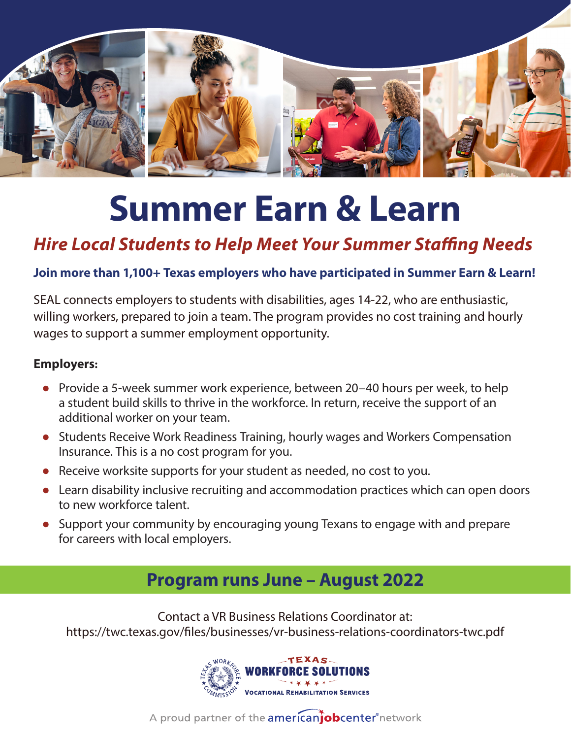# Summer Earn & Learn

## *Hire Local Students to Help Meet Your Summer Staffing Needs*

**Join more than 1,100+ Texas employers who have participated in Summer Earn & Learn!**

SEAL connects employers to students with disabilities, ages 14-22, who are enthusiastic, willing workers, prepared to join a team. The program provides no cost training and hourly wages to support a summer employment opportunity.

**Employers:**

- Provide a 5-week summer work experience, between 20–40 hours per week, to help a student build skills to thrive in the workforce. In return, receive the support of an additional worker on your team.
- Students Receive Work Readiness Training, hourly wages and Workers Compensation Insurance. This is a no cost program for you.
- Receive worksite supports for your student as needed, no cost to you.
- Learn disability inclusive recruiting and accommodation practices which can open doors to new workforce talent.
- Support your community by encouraging young Texans to engage with and prepare for careers with local employers.

## Program runs June – August 2022

Contact a VR Business Relations Coordinator at:
https://twc.texas.gov/files/businesses/vr-business-relations-coordinators-twc.pdf

TEXAS WORKFORCE SOLUTIONS
VOCATIONAL REHABILITATION SERVICES

A proud partner of the americanjobcenter network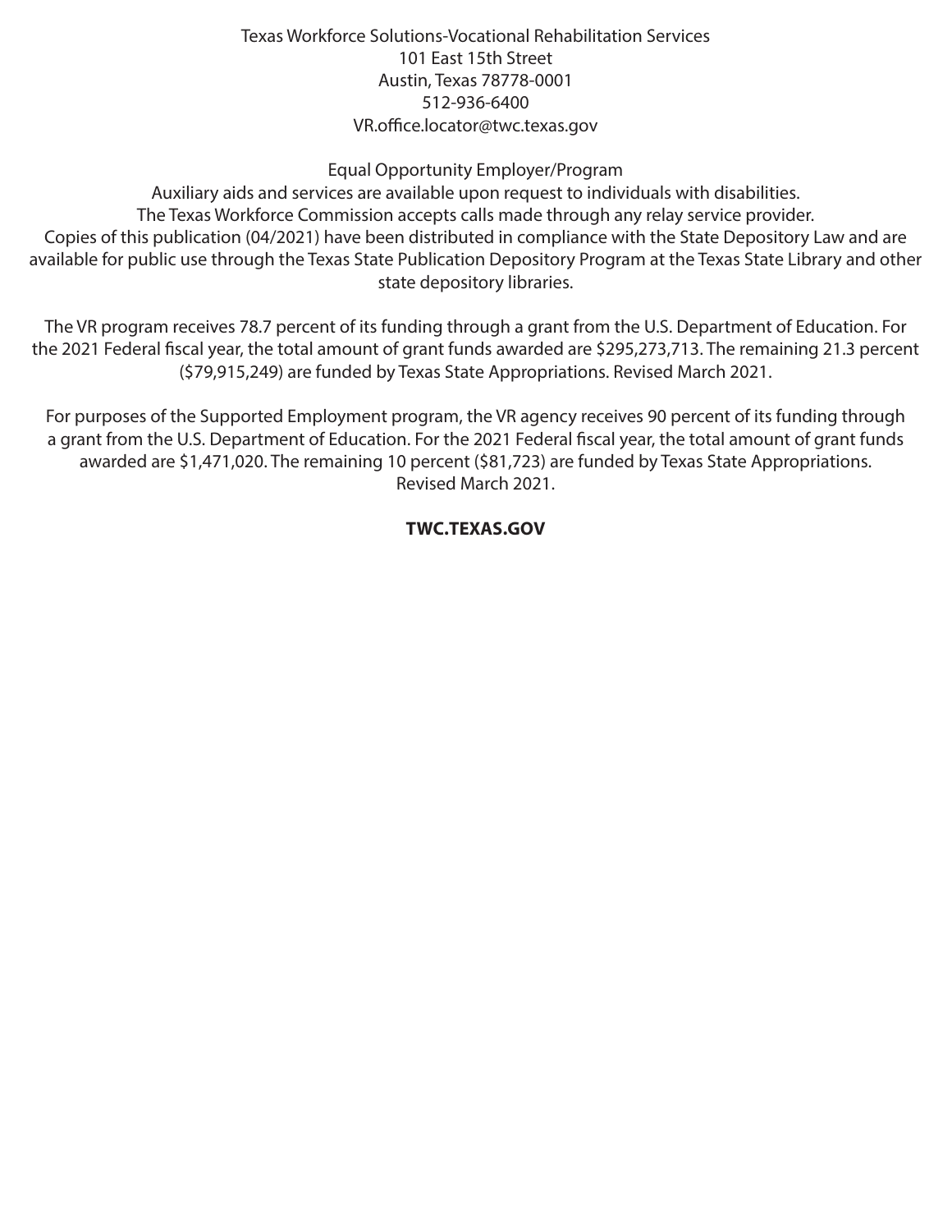Texas Workforce Solutions-Vocational Rehabilitation Services
101 East 15th Street
Austin, Texas 78778-0001
512-936-6400
VR.office.locator@twc.texas.gov

Equal Opportunity Employer/Program
Auxiliary aids and services are available upon request to individuals with disabilities.
The Texas Workforce Commission accepts calls made through any relay service provider.
Copies of this publication (04/2021) have been distributed in compliance with the State Depository Law and are available for public use through the Texas State Publication Depository Program at the Texas State Library and other state depository libraries.

The VR program receives 78.7 percent of its funding through a grant from the U.S. Department of Education. For the 2021 Federal fiscal year, the total amount of grant funds awarded are $295,273,713. The remaining 21.3 percent ($79,915,249) are funded by Texas State Appropriations. Revised March 2021.

For purposes of the Supported Employment program, the VR agency receives 90 percent of its funding through a grant from the U.S. Department of Education. For the 2021 Federal fiscal year, the total amount of grant funds awarded are $1,471,020. The remaining 10 percent ($81,723) are funded by Texas State Appropriations. Revised March 2021.

**TWC.TEXAS.GOV**